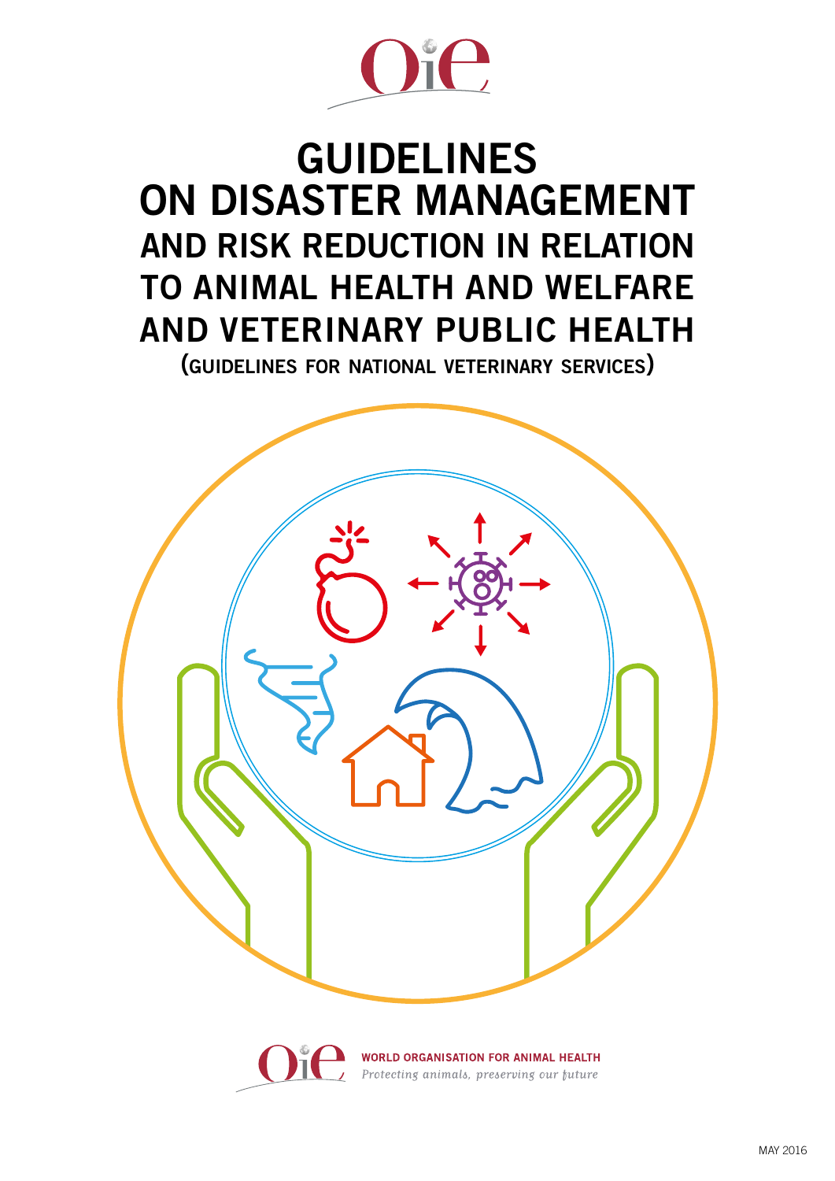# GUIDELINES ON DISASTER MANAGEMENT AND RISK REDUCTION IN RELATION TO ANIMAL HEALTH AND WELFARE AND VETERINARY PUBLIC HEALTH

## (GUIDELINES FOR NATIONAL VETERINARY SERVICES)

**WORLD ORGANISATION FOR ANIMAL HEALTH**

*Protecting animals, preserving our future*

MAY 2016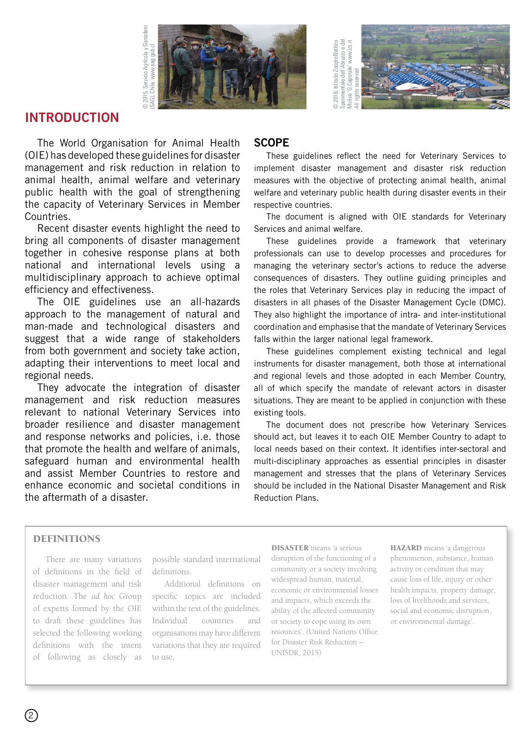© 2015. Servicio Agrícola y Ganadero (SAG), Chile. www.sag.gob.cl

© 2016. Istituto Zooprofilattico Sperimentale dell'Abruzzo e del Molise 'G.Caporale' www.izs.it All rights reserved

## INTRODUCTION

The World Organisation for Animal Health (OIE) has developed these guidelines for disaster management and risk reduction in relation to animal health, animal welfare and veterinary public health with the goal of strengthening the capacity of Veterinary Services in Member Countries.

Recent disaster events highlight the need to bring all components of disaster management together in cohesive response plans at both national and international levels using a multidisciplinary approach to achieve optimal efficiency and effectiveness.

The OIE guidelines use an all-hazards approach to the management of natural and man-made and technological disasters and suggest that a wide range of stakeholders from both government and society take action, adapting their interventions to meet local and regional needs.

They advocate the integration of disaster management and risk reduction measures relevant to national Veterinary Services into broader resilience and disaster management and response networks and policies, i.e. those that promote the health and welfare of animals, safeguard human and environmental health and assist Member Countries to restore and enhance economic and societal conditions in the aftermath of a disaster.

## SCOPE

These guidelines reflect the need for Veterinary Services to implement disaster management and disaster risk reduction measures with the objective of protecting animal health, animal welfare and veterinary public health during disaster events in their respective countries.

The document is aligned with OIE standards for Veterinary Services and animal welfare.

These guidelines provide a framework that veterinary professionals can use to develop processes and procedures for managing the veterinary sector's actions to reduce the adverse consequences of disasters. They outline guiding principles and the roles that Veterinary Services play in reducing the impact of disasters in all phases of the Disaster Management Cycle (DMC). They also highlight the importance of intra- and inter-institutional coordination and emphasise that the mandate of Veterinary Services falls within the larger national legal framework.

These guidelines complement existing technical and legal instruments for disaster management, both those at international and regional levels and those adopted in each Member Country, all of which specify the mandate of relevant actors in disaster situations. They are meant to be applied in conjunction with these existing tools.

The document does not prescribe how Veterinary Services should act, but leaves it to each OIE Member Country to adapt to local needs based on their context. It identifies inter-sectoral and multi-disciplinary approaches as essential principles in disaster management and stresses that the plans of Veterinary Services should be included in the National Disaster Management and Risk Reduction Plans.

## DEFINITIONS

There are many variations of definitions in the field of disaster management and risk reduction. The *ad hoc* Group of experts formed by the OIE to draft these guidelines has selected the following working definitions with the intent of following as closely as possible standard international definitions.

Additional definitions on specific topics are included within the text of the guidelines. Individual countries and organisations may have different variations that they are required to use.

**DISASTER** means 'a serious disruption of the functioning of a community or a society involving widespread human, material, economic or environmental losses and impacts, which exceeds the ability of the affected community or society to cope using its own resources'. (United Nations Office for Disaster Risk Reduction – UNISDR, 2015)

**HAZARD** means 'a dangerous phenomenon, substance, human activity or condition that may cause loss of life, injury or other health impacts, property damage, loss of livelihoods and services, social and economic disruption, or environmental damage'.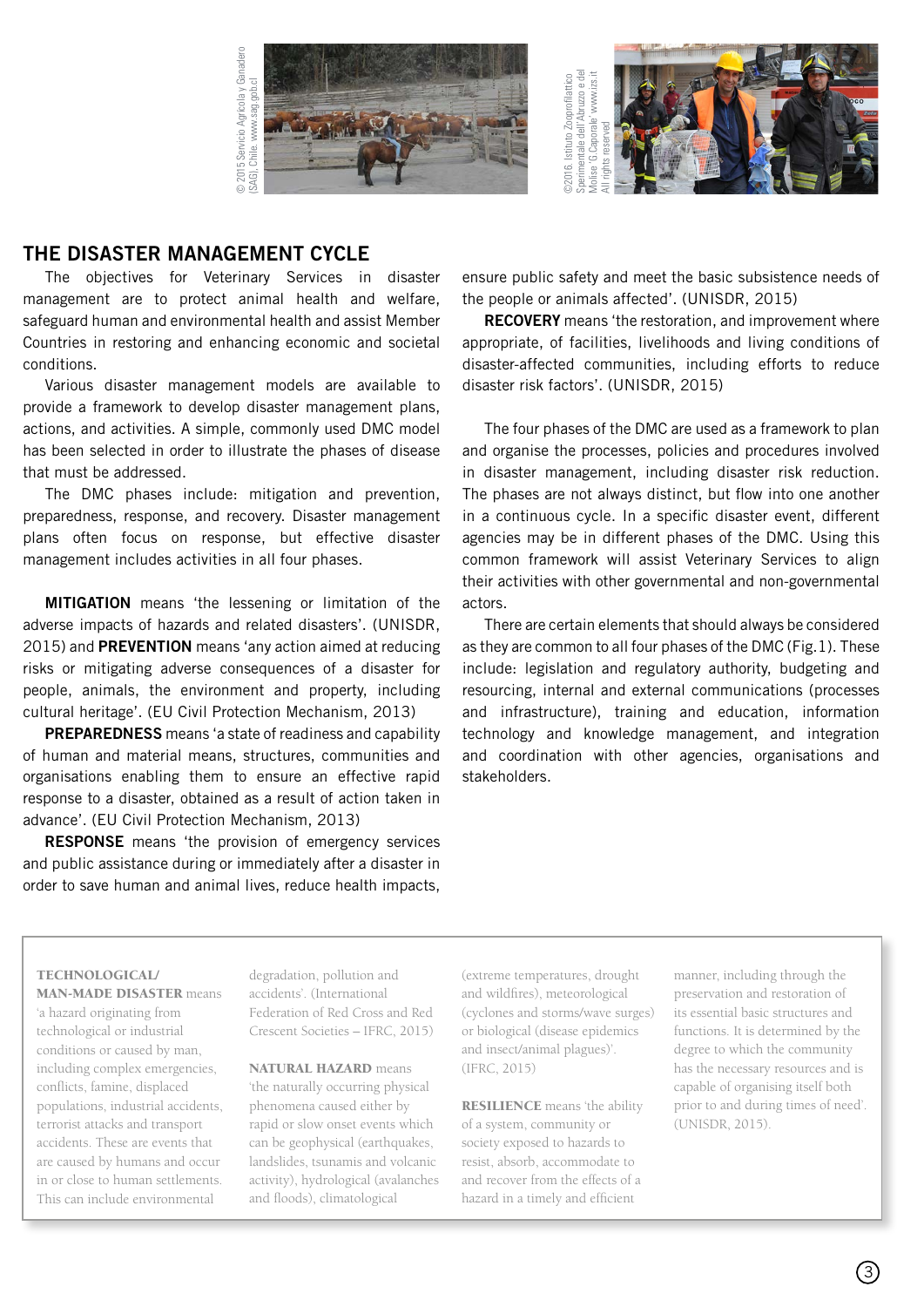© 2015 Servicio Agrícola y Ganadero (SAG), Chile. www.sag.gob.cl

©2016. Istituto Zooprofilattico Sperimentale dell'Abruzzo e del Molise 'G.Caporale' www.izs.it All rights reserved

## THE DISASTER MANAGEMENT CYCLE

The objectives for Veterinary Services in disaster management are to protect animal health and welfare, safeguard human and environmental health and assist Member Countries in restoring and enhancing economic and societal conditions.

Various disaster management models are available to provide a framework to develop disaster management plans, actions, and activities. A simple, commonly used DMC model has been selected in order to illustrate the phases of disease that must be addressed.

The DMC phases include: mitigation and prevention, preparedness, response, and recovery. Disaster management plans often focus on response, but effective disaster management includes activities in all four phases.

**MITIGATION** means 'the lessening or limitation of the adverse impacts of hazards and related disasters'. (UNISDR, 2015) and **PREVENTION** means 'any action aimed at reducing risks or mitigating adverse consequences of a disaster for people, animals, the environment and property, including cultural heritage'. (EU Civil Protection Mechanism, 2013)

**PREPAREDNESS** means 'a state of readiness and capability of human and material means, structures, communities and organisations enabling them to ensure an effective rapid response to a disaster, obtained as a result of action taken in advance'. (EU Civil Protection Mechanism, 2013)

**RESPONSE** means 'the provision of emergency services and public assistance during or immediately after a disaster in order to save human and animal lives, reduce health impacts, ensure public safety and meet the basic subsistence needs of the people or animals affected'. (UNISDR, 2015)

**RECOVERY** means 'the restoration, and improvement where appropriate, of facilities, livelihoods and living conditions of disaster-affected communities, including efforts to reduce disaster risk factors'. (UNISDR, 2015)

The four phases of the DMC are used as a framework to plan and organise the processes, policies and procedures involved in disaster management, including disaster risk reduction. The phases are not always distinct, but flow into one another in a continuous cycle. In a specific disaster event, different agencies may be in different phases of the DMC. Using this common framework will assist Veterinary Services to align their activities with other governmental and non-governmental actors.

There are certain elements that should always be considered as they are common to all four phases of the DMC (Fig.1). These include: legislation and regulatory authority, budgeting and resourcing, internal and external communications (processes and infrastructure), training and education, information technology and knowledge management, and integration and coordination with other agencies, organisations and stakeholders.

---

**TECHNOLOGICAL/ MAN-MADE DISASTER** means 'a hazard originating from technological or industrial conditions or caused by man, including complex emergencies, conflicts, famine, displaced populations, industrial accidents, terrorist attacks and transport accidents. These are events that are caused by humans and occur in or close to human settlements. This can include environmental degradation, pollution and accidents'. (International Federation of Red Cross and Red Crescent Societies – IFRC, 2015)

**NATURAL HAZARD** means 'the naturally occurring physical phenomena caused either by rapid or slow onset events which can be geophysical (earthquakes, landslides, tsunamis and volcanic activity), hydrological (avalanches and floods), climatological (extreme temperatures, drought and wildfires), meteorological (cyclones and storms/wave surges) or biological (disease epidemics and insect/animal plagues)'. (IFRC, 2015)

**RESILIENCE** means 'the ability of a system, community or society exposed to hazards to resist, absorb, accommodate to and recover from the effects of a hazard in a timely and efficient manner, including through the preservation and restoration of its essential basic structures and functions. It is determined by the degree to which the community has the necessary resources and is capable of organising itself both prior to and during times of need'. (UNISDR, 2015).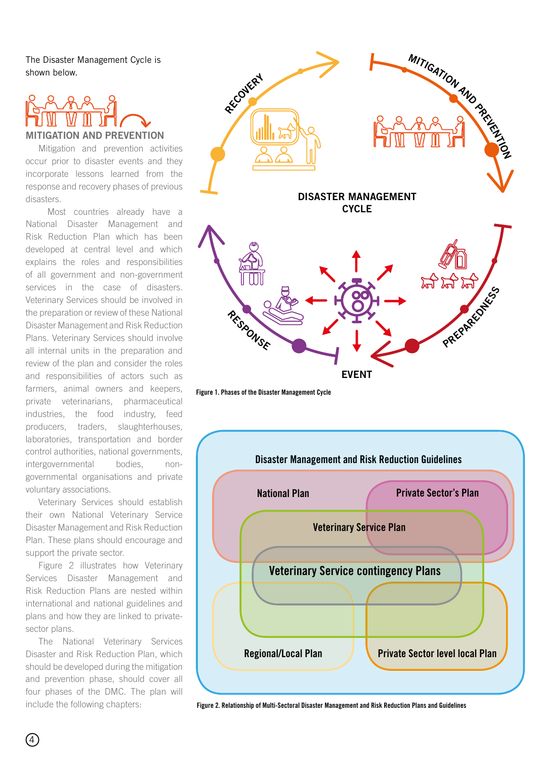The Disaster Management Cycle is shown below.

## MITIGATION AND PREVENTION

Mitigation and prevention activities occur prior to disaster events and they incorporate lessons learned from the response and recovery phases of previous disasters.

Most countries already have a National Disaster Management and Risk Reduction Plan which has been developed at central level and which explains the roles and responsibilities of all government and non-government services in the case of disasters. Veterinary Services should be involved in the preparation or review of these National Disaster Management and Risk Reduction Plans. Veterinary Services should involve all internal units in the preparation and review of the plan and consider the roles and responsibilities of actors such as farmers, animal owners and keepers, private veterinarians, pharmaceutical industries, the food industry, feed producers, traders, slaughterhouses, laboratories, transportation and border control authorities, national governments, intergovernmental bodies, non-governmental organisations and private voluntary associations.

Veterinary Services should establish their own National Veterinary Service Disaster Management and Risk Reduction Plan. These plans should encourage and support the private sector.

Figure 2 illustrates how Veterinary Services Disaster Management and Risk Reduction Plans are nested within international and national guidelines and plans and how they are linked to private-sector plans.

The National Veterinary Services Disaster and Risk Reduction Plan, which should be developed during the mitigation and prevention phase, should cover all four phases of the DMC. The plan will include the following chapters:

RECOVERY — MITIGATION AND PREVENTION — PREPAREDNESS — EVENT — RESPONSE

DISASTER MANAGEMENT CYCLE

Figure 1. Phases of the Disaster Management Cycle

Disaster Management and Risk Reduction Guidelines

National Plan — Private Sector's Plan — Veterinary Service Plan — Veterinary Service contingency Plans — Regional/Local Plan — Private Sector level local Plan

Figure 2. Relationship of Multi-Sectoral Disaster Management and Risk Reduction Plans and Guidelines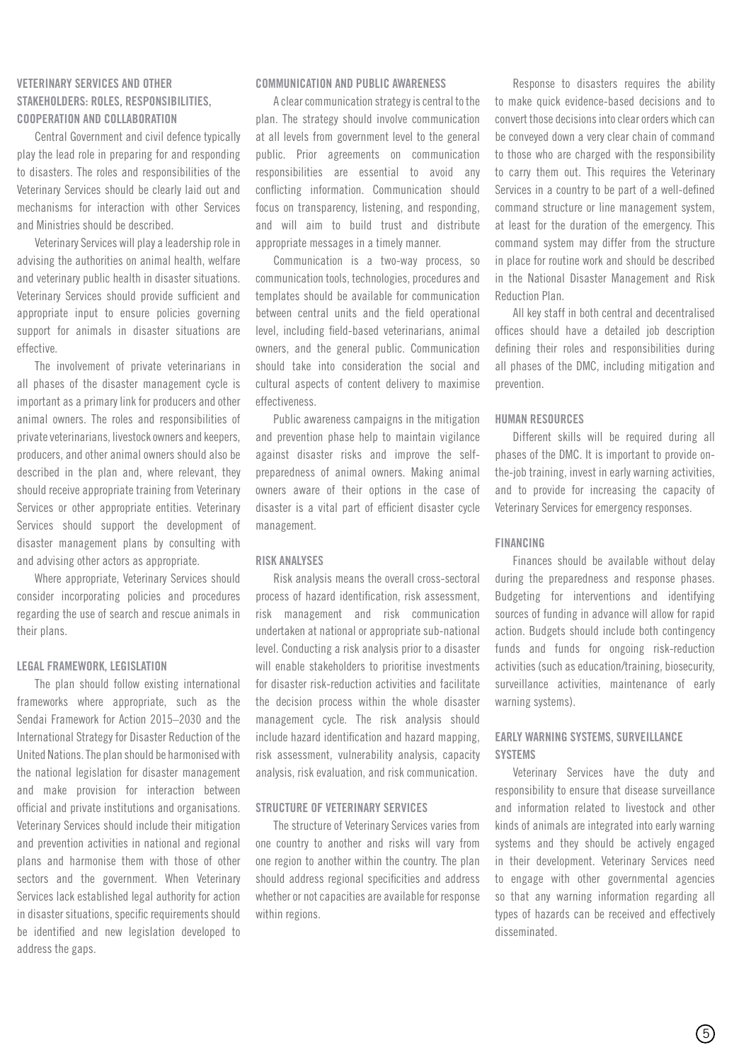## VETERINARY SERVICES AND OTHER STAKEHOLDERS: ROLES, RESPONSIBILITIES, COOPERATION AND COLLABORATION

Central Government and civil defence typically play the lead role in preparing for and responding to disasters. The roles and responsibilities of the Veterinary Services should be clearly laid out and mechanisms for interaction with other Services and Ministries should be described.

Veterinary Services will play a leadership role in advising the authorities on animal health, welfare and veterinary public health in disaster situations. Veterinary Services should provide sufficient and appropriate input to ensure policies governing support for animals in disaster situations are effective.

The involvement of private veterinarians in all phases of the disaster management cycle is important as a primary link for producers and other animal owners. The roles and responsibilities of private veterinarians, livestock owners and keepers, producers, and other animal owners should also be described in the plan and, where relevant, they should receive appropriate training from Veterinary Services or other appropriate entities. Veterinary Services should support the development of disaster management plans by consulting with and advising other actors as appropriate.

Where appropriate, Veterinary Services should consider incorporating policies and procedures regarding the use of search and rescue animals in their plans.

## LEGAL FRAMEWORK, LEGISLATION

The plan should follow existing international frameworks where appropriate, such as the Sendai Framework for Action 2015–2030 and the International Strategy for Disaster Reduction of the United Nations. The plan should be harmonised with the national legislation for disaster management and make provision for interaction between official and private institutions and organisations. Veterinary Services should include their mitigation and prevention activities in national and regional plans and harmonise them with those of other sectors and the government. When Veterinary Services lack established legal authority for action in disaster situations, specific requirements should be identified and new legislation developed to address the gaps.

## COMMUNICATION AND PUBLIC AWARENESS

A clear communication strategy is central to the plan. The strategy should involve communication at all levels from government level to the general public. Prior agreements on communication responsibilities are essential to avoid any conflicting information. Communication should focus on transparency, listening, and responding, and will aim to build trust and distribute appropriate messages in a timely manner.

Communication is a two-way process, so communication tools, technologies, procedures and templates should be available for communication between central units and the field operational level, including field-based veterinarians, animal owners, and the general public. Communication should take into consideration the social and cultural aspects of content delivery to maximise effectiveness.

Public awareness campaigns in the mitigation and prevention phase help to maintain vigilance against disaster risks and improve the self-preparedness of animal owners. Making animal owners aware of their options in the case of disaster is a vital part of efficient disaster cycle management.

## RISK ANALYSES

Risk analysis means the overall cross-sectoral process of hazard identification, risk assessment, risk management and risk communication undertaken at national or appropriate sub-national level. Conducting a risk analysis prior to a disaster will enable stakeholders to prioritise investments for disaster risk-reduction activities and facilitate the decision process within the whole disaster management cycle. The risk analysis should include hazard identification and hazard mapping, risk assessment, vulnerability analysis, capacity analysis, risk evaluation, and risk communication.

## STRUCTURE OF VETERINARY SERVICES

The structure of Veterinary Services varies from one country to another and risks will vary from one region to another within the country. The plan should address regional specificities and address whether or not capacities are available for response within regions.

Response to disasters requires the ability to make quick evidence-based decisions and to convert those decisions into clear orders which can be conveyed down a very clear chain of command to those who are charged with the responsibility to carry them out. This requires the Veterinary Services in a country to be part of a well-defined command structure or line management system, at least for the duration of the emergency. This command system may differ from the structure in place for routine work and should be described in the National Disaster Management and Risk Reduction Plan.

All key staff in both central and decentralised offices should have a detailed job description defining their roles and responsibilities during all phases of the DMC, including mitigation and prevention.

## HUMAN RESOURCES

Different skills will be required during all phases of the DMC. It is important to provide on-the-job training, invest in early warning activities, and to provide for increasing the capacity of Veterinary Services for emergency responses.

## FINANCING

Finances should be available without delay during the preparedness and response phases. Budgeting for interventions and identifying sources of funding in advance will allow for rapid action. Budgets should include both contingency funds and funds for ongoing risk-reduction activities (such as education/training, biosecurity, surveillance activities, maintenance of early warning systems).

## EARLY WARNING SYSTEMS, SURVEILLANCE SYSTEMS

Veterinary Services have the duty and responsibility to ensure that disease surveillance and information related to livestock and other kinds of animals are integrated into early warning systems and they should be actively engaged in their development. Veterinary Services need to engage with other governmental agencies so that any warning information regarding all types of hazards can be received and effectively disseminated.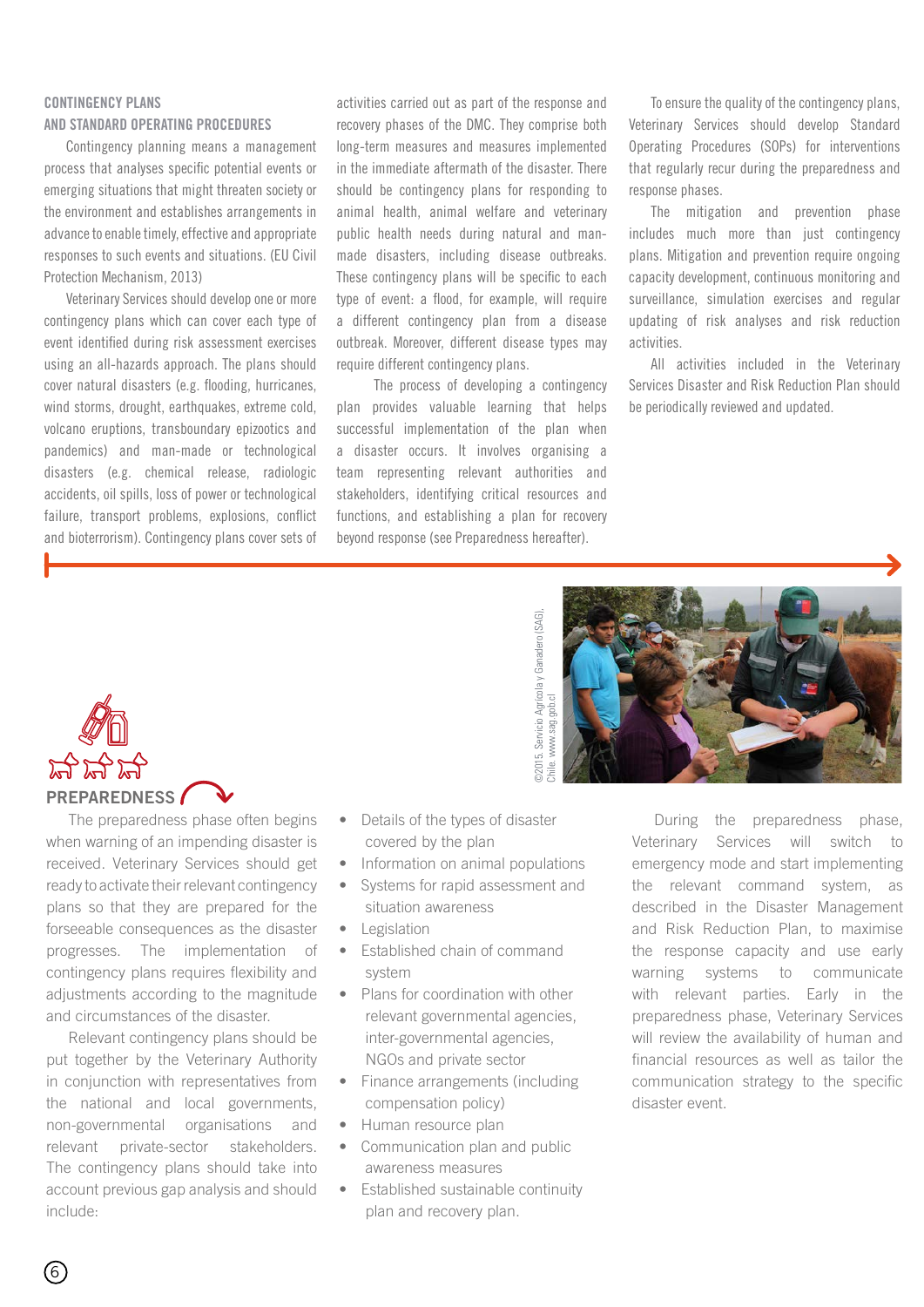## CONTINGENCY PLANS AND STANDARD OPERATING PROCEDURES

Contingency planning means a management process that analyses specific potential events or emerging situations that might threaten society or the environment and establishes arrangements in advance to enable timely, effective and appropriate responses to such events and situations. (EU Civil Protection Mechanism, 2013)

Veterinary Services should develop one or more contingency plans which can cover each type of event identified during risk assessment exercises using an all-hazards approach. The plans should cover natural disasters (e.g. flooding, hurricanes, wind storms, drought, earthquakes, extreme cold, volcano eruptions, transboundary epizootics and pandemics) and man-made or technological disasters (e.g. chemical release, radiologic accidents, oil spills, loss of power or technological failure, transport problems, explosions, conflict and bioterrorism). Contingency plans cover sets of activities carried out as part of the response and recovery phases of the DMC. They comprise both long-term measures and measures implemented in the immediate aftermath of the disaster. There should be contingency plans for responding to animal health, animal welfare and veterinary public health needs during natural and man-made disasters, including disease outbreaks. These contingency plans will be specific to each type of event: a flood, for example, will require a different contingency plan from a disease outbreak. Moreover, different disease types may require different contingency plans.

The process of developing a contingency plan provides valuable learning that helps successful implementation of the plan when a disaster occurs. It involves organising a team representing relevant authorities and stakeholders, identifying critical resources and functions, and establishing a plan for recovery beyond response (see Preparedness hereafter).

To ensure the quality of the contingency plans, Veterinary Services should develop Standard Operating Procedures (SOPs) for interventions that regularly recur during the preparedness and response phases.

The mitigation and prevention phase includes much more than just contingency plans. Mitigation and prevention require ongoing capacity development, continuous monitoring and surveillance, simulation exercises and regular updating of risk analyses and risk reduction activities.

All activities included in the Veterinary Services Disaster and Risk Reduction Plan should be periodically reviewed and updated.

©2015. Servicio Agrícola y Ganadero (SAG), Chile. www.sag.gob.cl

## PREPAREDNESS

The preparedness phase often begins when warning of an impending disaster is received. Veterinary Services should get ready to activate their relevant contingency plans so that they are prepared for the forseeable consequences as the disaster progresses. The implementation of contingency plans requires flexibility and adjustments according to the magnitude and circumstances of the disaster.

Relevant contingency plans should be put together by the Veterinary Authority in conjunction with representatives from the national and local governments, non-governmental organisations and relevant private-sector stakeholders. The contingency plans should take into account previous gap analysis and should include:

- Details of the types of disaster covered by the plan
- Information on animal populations
- Systems for rapid assessment and situation awareness
- Legislation
- Established chain of command system
- Plans for coordination with other relevant governmental agencies, inter-governmental agencies, NGOs and private sector
- Finance arrangements (including compensation policy)
- Human resource plan
- Communication plan and public awareness measures
- Established sustainable continuity plan and recovery plan.

During the preparedness phase, Veterinary Services will switch to emergency mode and start implementing the relevant command system, as described in the Disaster Management and Risk Reduction Plan, to maximise the response capacity and use early warning systems to communicate with relevant parties. Early in the preparedness phase, Veterinary Services will review the availability of human and financial resources as well as tailor the communication strategy to the specific disaster event.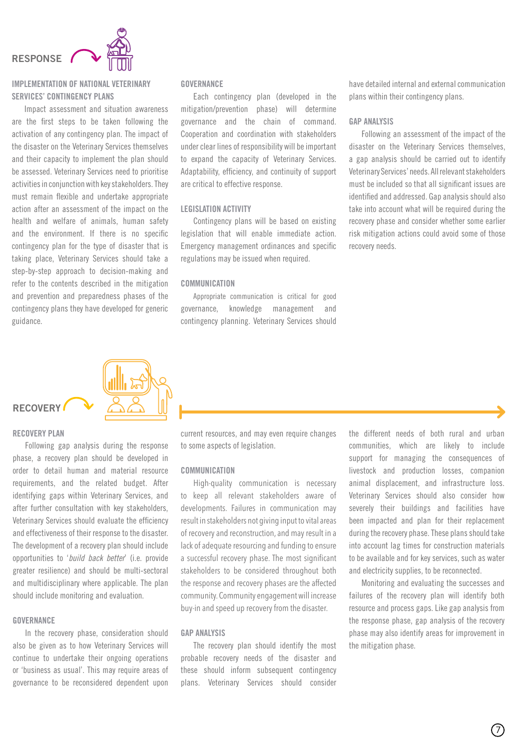# RESPONSE

## IMPLEMENTATION OF NATIONAL VETERINARY SERVICES' CONTINGENCY PLANS

Impact assessment and situation awareness are the first steps to be taken following the activation of any contingency plan. The impact of the disaster on the Veterinary Services themselves and their capacity to implement the plan should be assessed. Veterinary Services need to prioritise activities in conjunction with key stakeholders. They must remain flexible and undertake appropriate action after an assessment of the impact on the health and welfare of animals, human safety and the environment. If there is no specific contingency plan for the type of disaster that is taking place, Veterinary Services should take a step-by-step approach to decision-making and refer to the contents described in the mitigation and prevention and preparedness phases of the contingency plans they have developed for generic guidance.

## GOVERNANCE

Each contingency plan (developed in the mitigation/prevention phase) will determine governance and the chain of command. Cooperation and coordination with stakeholders under clear lines of responsibility will be important to expand the capacity of Veterinary Services. Adaptability, efficiency, and continuity of support are critical to effective response.

## LEGISLATION ACTIVITY

Contingency plans will be based on existing legislation that will enable immediate action. Emergency management ordinances and specific regulations may be issued when required.

## COMMUNICATION

Appropriate communication is critical for good governance, knowledge management and contingency planning. Veterinary Services should have detailed internal and external communication plans within their contingency plans.

## GAP ANALYSIS

Following an assessment of the impact of the disaster on the Veterinary Services themselves, a gap analysis should be carried out to identify Veterinary Services' needs. All relevant stakeholders must be included so that all significant issues are identified and addressed. Gap analysis should also take into account what will be required during the recovery phase and consider whether some earlier risk mitigation actions could avoid some of those recovery needs.

# RECOVERY

## RECOVERY PLAN

Following gap analysis during the response phase, a recovery plan should be developed in order to detail human and material resource requirements, and the related budget. After identifying gaps within Veterinary Services, and after further consultation with key stakeholders, Veterinary Services should evaluate the efficiency and effectiveness of their response to the disaster. The development of a recovery plan should include opportunities to '*build back better*' (i.e. provide greater resilience) and should be multi-sectoral and multidisciplinary where applicable. The plan should include monitoring and evaluation.

## GOVERNANCE

In the recovery phase, consideration should also be given as to how Veterinary Services will continue to undertake their ongoing operations or 'business as usual'. This may require areas of governance to be reconsidered dependent upon current resources, and may even require changes to some aspects of legislation.

## COMMUNICATION

High-quality communication is necessary to keep all relevant stakeholders aware of developments. Failures in communication may result in stakeholders not giving input to vital areas of recovery and reconstruction, and may result in a lack of adequate resourcing and funding to ensure a successful recovery phase. The most significant stakeholders to be considered throughout both the response and recovery phases are the affected community. Community engagement will increase buy-in and speed up recovery from the disaster.

## GAP ANALYSIS

The recovery plan should identify the most probable recovery needs of the disaster and these should inform subsequent contingency plans. Veterinary Services should consider the different needs of both rural and urban communities, which are likely to include support for managing the consequences of livestock and production losses, companion animal displacement, and infrastructure loss. Veterinary Services should also consider how severely their buildings and facilities have been impacted and plan for their replacement during the recovery phase. These plans should take into account lag times for construction materials to be available and for key services, such as water and electricity supplies, to be reconnected.

Monitoring and evaluating the successes and failures of the recovery plan will identify both resource and process gaps. Like gap analysis from the response phase, gap analysis of the recovery phase may also identify areas for improvement in the mitigation phase.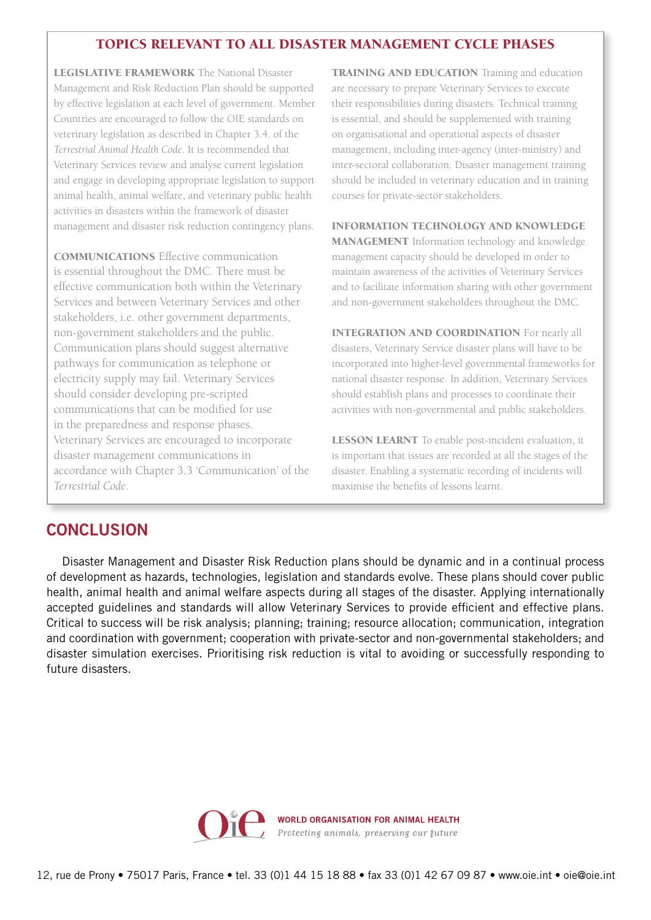## TOPICS RELEVANT TO ALL DISASTER MANAGEMENT CYCLE PHASES

**LEGISLATIVE FRAMEWORK** The National Disaster Management and Risk Reduction Plan should be supported by effective legislation at each level of government. Member Countries are encouraged to follow the OIE standards on veterinary legislation as described in Chapter 3.4. of the *Terrestrial Animal Health Code*. It is recommended that Veterinary Services review and analyse current legislation and engage in developing appropriate legislation to support animal health, animal welfare, and veterinary public health activities in disasters within the framework of disaster management and disaster risk reduction contingency plans.

**COMMUNICATIONS** Effective communication is essential throughout the DMC. There must be effective communication both within the Veterinary Services and between Veterinary Services and other stakeholders, i.e. other government departments, non-government stakeholders and the public. Communication plans should suggest alternative pathways for communication as telephone or electricity supply may fail. Veterinary Services should consider developing pre-scripted communications that can be modified for use in the preparedness and response phases. Veterinary Services are encouraged to incorporate disaster management communications in accordance with Chapter 3.3 'Communication' of the *Terrestrial Code*.

**TRAINING AND EDUCATION** Training and education are necessary to prepare Veterinary Services to execute their responsibilities during disasters. Technical training is essential, and should be supplemented with training on organisational and operational aspects of disaster management, including inter-agency (inter-ministry) and inter-sectoral collaboration. Disaster management training should be included in veterinary education and in training courses for private-sector stakeholders.

**INFORMATION TECHNOLOGY AND KNOWLEDGE MANAGEMENT** Information technology and knowledge management capacity should be developed in order to maintain awareness of the activities of Veterinary Services and to facilitate information sharing with other government and non-government stakeholders throughout the DMC.

**INTEGRATION AND COORDINATION** For nearly all disasters, Veterinary Service disaster plans will have to be incorporated into higher-level governmental frameworks for national disaster response. In addition, Veterinary Services should establish plans and processes to coordinate their activities with non-governmental and public stakeholders.

**LESSON LEARNT** To enable post-incident evaluation, it is important that issues are recorded at all the stages of the disaster. Enabling a systematic recording of incidents will maximise the benefits of lessons learnt.

## CONCLUSION

Disaster Management and Disaster Risk Reduction plans should be dynamic and in a continual process of development as hazards, technologies, legislation and standards evolve. These plans should cover public health, animal health and animal welfare aspects during all stages of the disaster. Applying internationally accepted guidelines and standards will allow Veterinary Services to provide efficient and effective plans. Critical to success will be risk analysis; planning; training; resource allocation; communication, integration and coordination with government; cooperation with private-sector and non-governmental stakeholders; and disaster simulation exercises. Prioritising risk reduction is vital to avoiding or successfully responding to future disasters.

WORLD ORGANISATION FOR ANIMAL HEALTH
*Protecting animals, preserving our future*

12, rue de Prony • 75017 Paris, France • tel. 33 (0)1 44 15 18 88 • fax 33 (0)1 42 67 09 87 • www.oie.int • oie@oie.int